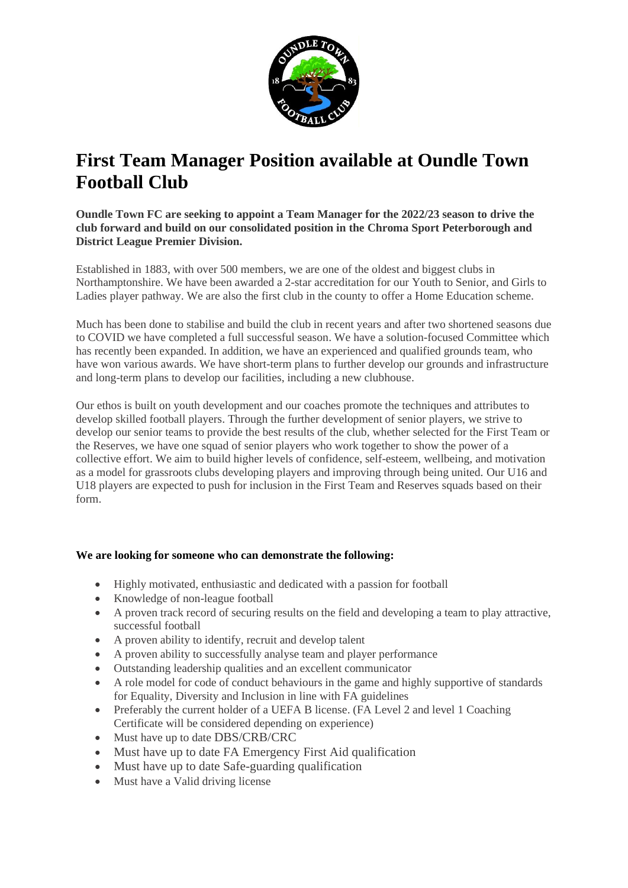# First Team Manager Position available at Oundle Town Football Club

**Oundle Town FC are seeking to appoint a Team Manager for the 2022/23 season to drive the club forward and build on our consolidated position in the Chroma Sport Peterborough and District League Premier Division.**

Established in 1883, with over 500 members, we are one of the oldest and biggest clubs in Northamptonshire. We have been awarded a 2-star accreditation for our Youth to Senior, and Girls to Ladies player pathway. We are also the first club in the county to offer a Home Education scheme.

Much has been done to stabilise and build the club in recent years and after two shortened seasons due to COVID we have completed a full successful season. We have a solution-focused Committee which has recently been expanded. In addition, we have an experienced and qualified grounds team, who have won various awards. We have short-term plans to further develop our grounds and infrastructure and long-term plans to develop our facilities, including a new clubhouse.

Our ethos is built on youth development and our coaches promote the techniques and attributes to develop skilled football players. Through the further development of senior players, we strive to develop our senior teams to provide the best results of the club, whether selected for the First Team or the Reserves, we have one squad of senior players who work together to show the power of a collective effort. We aim to build higher levels of confidence, self-esteem, wellbeing, and motivation as a model for grassroots clubs developing players and improving through being united. Our U16 and U18 players are expected to push for inclusion in the First Team and Reserves squads based on their form.

**We are looking for someone who can demonstrate the following:**

- Highly motivated, enthusiastic and dedicated with a passion for football
- Knowledge of non-league football
- A proven track record of securing results on the field and developing a team to play attractive, successful football
- A proven ability to identify, recruit and develop talent
- A proven ability to successfully analyse team and player performance
- Outstanding leadership qualities and an excellent communicator
- A role model for code of conduct behaviours in the game and highly supportive of standards for Equality, Diversity and Inclusion in line with FA guidelines
- Preferably the current holder of a UEFA B license. (FA Level 2 and level 1 Coaching Certificate will be considered depending on experience)
- Must have up to date DBS/CRB/CRC
- Must have up to date FA Emergency First Aid qualification
- Must have up to date Safe-guarding qualification
- Must have a Valid driving license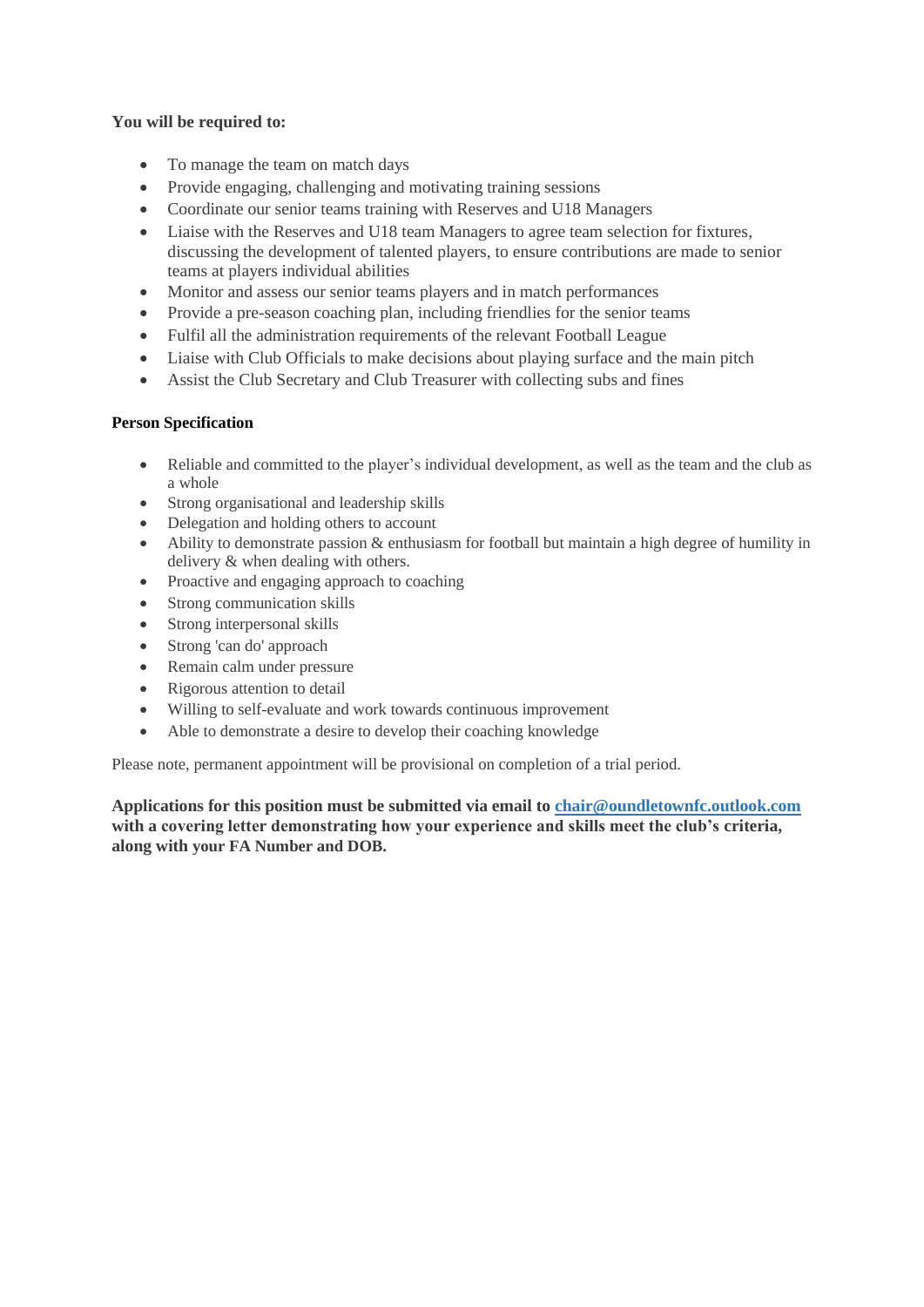**You will be required to:**

- To manage the team on match days
- Provide engaging, challenging and motivating training sessions
- Coordinate our senior teams training with Reserves and U18 Managers
- Liaise with the Reserves and U18 team Managers to agree team selection for fixtures, discussing the development of talented players, to ensure contributions are made to senior teams at players individual abilities
- Monitor and assess our senior teams players and in match performances
- Provide a pre-season coaching plan, including friendlies for the senior teams
- Fulfil all the administration requirements of the relevant Football League
- Liaise with Club Officials to make decisions about playing surface and the main pitch
- Assist the Club Secretary and Club Treasurer with collecting subs and fines

**Person Specification**

- Reliable and committed to the player's individual development, as well as the team and the club as a whole
- Strong organisational and leadership skills
- Delegation and holding others to account
- Ability to demonstrate passion & enthusiasm for football but maintain a high degree of humility in delivery & when dealing with others.
- Proactive and engaging approach to coaching
- Strong communication skills
- Strong interpersonal skills
- Strong 'can do' approach
- Remain calm under pressure
- Rigorous attention to detail
- Willing to self-evaluate and work towards continuous improvement
- Able to demonstrate a desire to develop their coaching knowledge

Please note, permanent appointment will be provisional on completion of a trial period.

**Applications for this position must be submitted via email to [chair@oundletownfc.outlook.com](mailto:chair@oundletownfc.outlook.com) with a covering letter demonstrating how your experience and skills meet the club's criteria, along with your FA Number and DOB.**